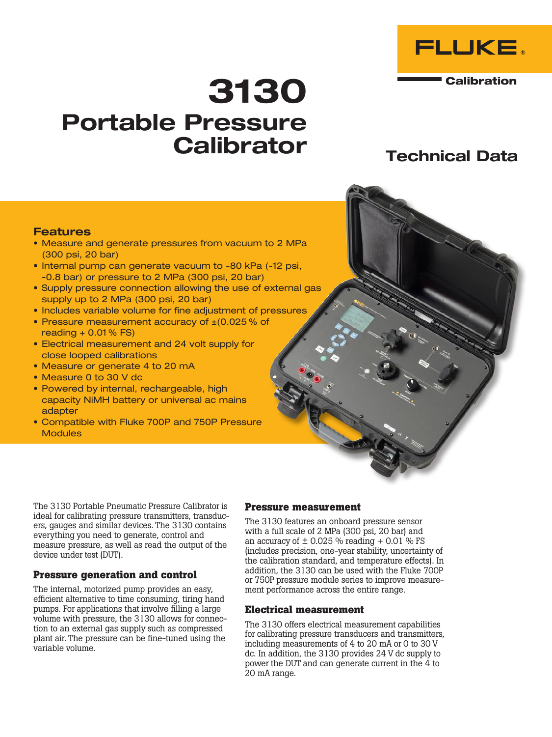FLUKE®

Calibration

# 3130 Portable Pressure Calibrator

## Technical Data

### Features

- Measure and generate pressures from vacuum to 2 MPa (300 psi, 20 bar)
- Internal pump can generate vacuum to -80 kPa (-12 psi, -0.8 bar) or pressure to 2 MPa (300 psi, 20 bar)
- Supply pressure connection allowing the use of external gas supply up to 2 MPa (300 psi, 20 bar)
- Includes variable volume for fine adjustment of pressures
- Pressure measurement accuracy of ±(0.025 % of reading + 0.01 % FS)
- Electrical measurement and 24 volt supply for close looped calibrations
- Measure or generate 4 to 20 mA
- Measure 0 to 30 V dc
- Powered by internal, rechargeable, high capacity NiMH battery or universal ac mains adapter
- Compatible with Fluke 700P and 750P Pressure Modules

The 3130 Portable Pneumatic Pressure Calibrator is ideal for calibrating pressure transmitters, transducers, gauges and similar devices. The 3130 contains everything you need to generate, control and measure pressure, as well as read the output of the device under test (DUT).

### Pressure generation and control

The internal, motorized pump provides an easy, efficient alternative to time consuming, tiring hand pumps. For applications that involve filling a large volume with pressure, the 3130 allows for connection to an external gas supply such as compressed plant air. The pressure can be fine-tuned using the variable volume.

### Pressure measurement

The 3130 features an onboard pressure sensor with a full scale of 2 MPa (300 psi, 20 bar) and an accuracy of ± 0.025 % reading + 0.01 % FS (includes precision, one-year stability, uncertainty of the calibration standard, and temperature effects). In addition, the 3130 can be used with the Fluke 700P or 750P pressure module series to improve measurement performance across the entire range.

### Electrical measurement

The 3130 offers electrical measurement capabilities for calibrating pressure transducers and transmitters, including measurements of 4 to 20 mA or 0 to 30 V dc. In addition, the 3130 provides 24 V dc supply to power the DUT and can generate current in the 4 to 20 mA range.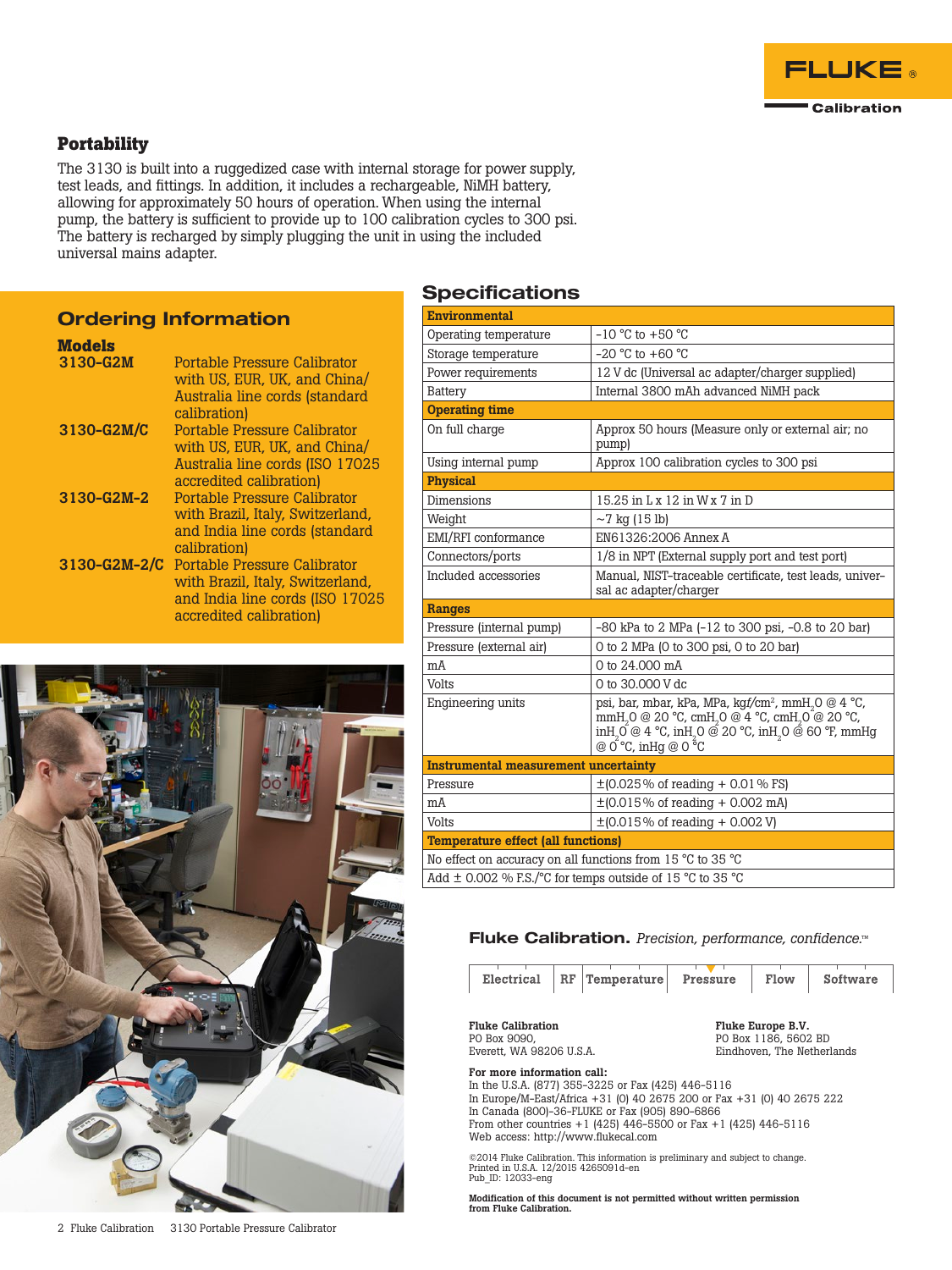## Portability

The 3130 is built into a ruggedized case with internal storage for power supply, test leads, and fittings. In addition, it includes a rechargeable, NiMH battery, allowing for approximately 50 hours of operation. When using the internal pump, the battery is sufficient to provide up to 100 calibration cycles to 300 psi. The battery is recharged by simply plugging the unit in using the included universal mains adapter.

## Ordering Information

### Models

**3130-G2M** Portable Pressure Calibrator with US, EUR, UK, and China/Australia line cords (standard calibration)

**3130-G2M/C** Portable Pressure Calibrator with US, EUR, UK, and China/Australia line cords (ISO 17025 accredited calibration)

**3130-G2M-2** Portable Pressure Calibrator with Brazil, Italy, Switzerland, and India line cords (standard calibration)

**3130-G2M-2/C** Portable Pressure Calibrator with Brazil, Italy, Switzerland, and India line cords (ISO 17025 accredited calibration)

## Specifications

| | |
|---|---|
| **Environmental** | |
| Operating temperature | -10 °C to +50 °C |
| Storage temperature | -20 °C to +60 °C |
| Power requirements | 12 V dc (Universal ac adapter/charger supplied) |
| Battery | Internal 3800 mAh advanced NiMH pack |
| **Operating time** | |
| On full charge | Approx 50 hours (Measure only or external air; no pump) |
| Using internal pump | Approx 100 calibration cycles to 300 psi |
| **Physical** | |
| Dimensions | 15.25 in L x 12 in W x 7 in D |
| Weight | ~7 kg (15 lb) |
| EMI/RFI conformance | EN61326:2006 Annex A |
| Connectors/ports | 1/8 in NPT (External supply port and test port) |
| Included accessories | Manual, NIST-traceable certificate, test leads, universal ac adapter/charger |
| **Ranges** | |
| Pressure (internal pump) | -80 kPa to 2 MPa (-12 to 300 psi, -0.8 to 20 bar) |
| Pressure (external air) | 0 to 2 MPa (0 to 300 psi, 0 to 20 bar) |
| mA | 0 to 24.000 mA |
| Volts | 0 to 30.000 V dc |
| Engineering units | psi, bar, mbar, kPa, MPa, kgf/cm², mmH$_2$O @ 4 °C, mmH$_2$O @ 20 °C, cmH$_2$O @ 4 °C, cmH$_2$O @ 20 °C, inH$_2$O @ 4 °C, inH$_2$O @ 20 °C, inH$_2$O @ 60 °F, mmHg @ 0 °C, inHg @ 0 °C |
| **Instrumental measurement uncertainty** | |
| Pressure | ±(0.025 % of reading + 0.01 % FS) |
| mA | ±(0.015 % of reading + 0.002 mA) |
| Volts | ±(0.015 % of reading + 0.002 V) |
| **Temperature effect (all functions)** | |
| No effect on accuracy on all functions from 15 °C to 35 °C | |
| Add ± 0.002 % F.S./°C for temps outside of 15 °C to 35 °C | |

**Fluke Calibration.** *Precision, performance, confidence.*™

Electrical | RF | Temperature | Pressure | Flow | Software

**Fluke Calibration**
PO Box 9090,
Everett, WA 98206 U.S.A.

**Fluke Europe B.V.**
PO Box 1186, 5602 BD
Eindhoven, The Netherlands

**For more information call:**
In the U.S.A. (877) 355-3225 or Fax (425) 446-5116
In Europe/M-East/Africa +31 (0) 40 2675 200 or Fax +31 (0) 40 2675 222
In Canada (800)-36-FLUKE or Fax (905) 890-6866
From other countries +1 (425) 446-5500 or Fax +1 (425) 446-5116
Web access: http://www.flukecal.com

©2014 Fluke Calibration. This information is preliminary and subject to change.
Printed in U.S.A. 12/2015 4265091d-en
Pub_ID: 12033-eng

**Modification of this document is not permitted without written permission from Fluke Calibration.**